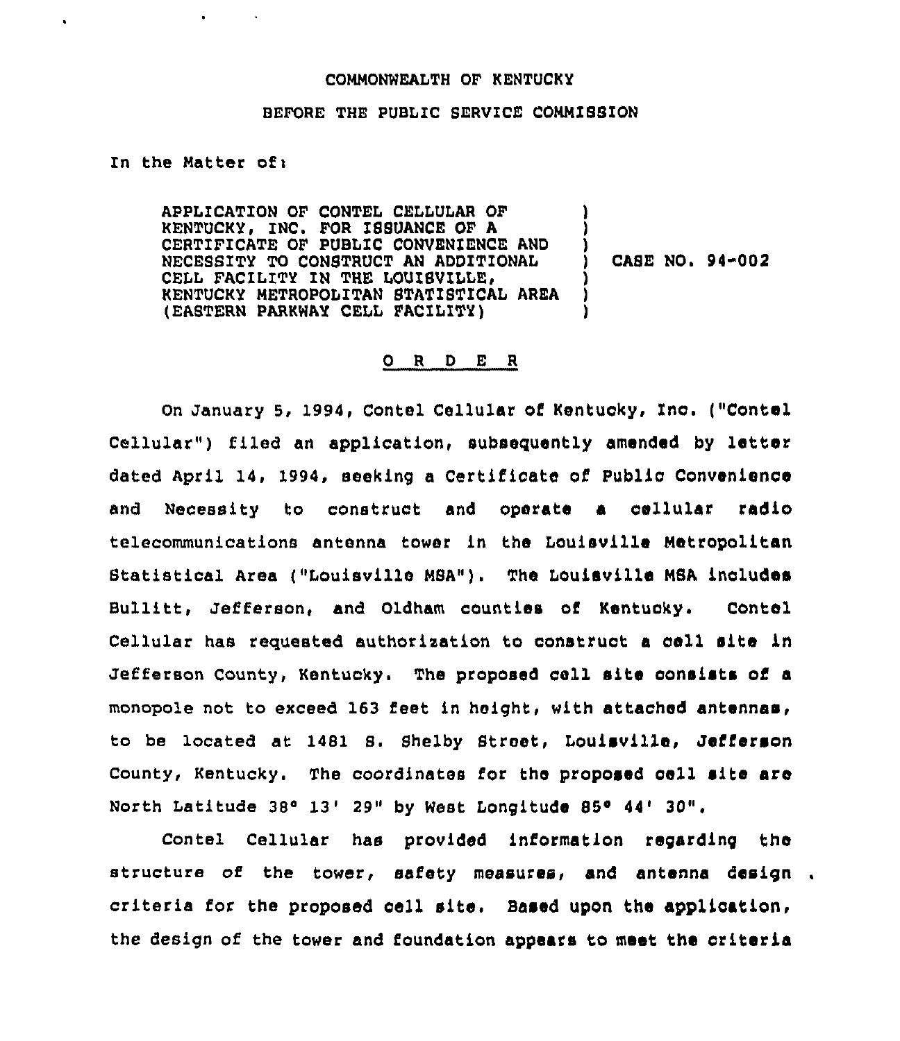COMMONWEALTH OF KENTUCKY

BEFORE THE PUBLIC SERVICE COMMISSION

In the Matter of:

APPLICATION OF CONTEL CELLULAR OF KENTUCKY, INC. FOR ISSUANCE OF A CERTIFICATE OF PUBLIC CONVENIENCE AND NECESSITY TO CONSTRUCT AN ADDITIONAL CELL FACILITY IN THE LOUISVILLE, KENTUCKY METROPOLITAN STATISTICAL AREA (EASTERN PARKWAY CELL FACILITY)

) CASE NO. 94-002

O R D E R

On January 5, 1994, Contel Cellular of Kentucky, Inc. ("Contel Cellular") filed an application, subsequently amended by letter dated April 14, 1994, seeking a Certificate of Public Convenience and Necessity to construct and operate a cellular radio telecommunications antenna tower in the Louisville Metropolitan Statistical Area ("Louisville MSA"). The Louisville MSA includes Bullitt, Jefferson, and Oldham counties of Kentucky. Contel Cellular has requested authorization to construct a cell site in Jefferson County, Kentucky. The proposed cell site consists of a monopole not to exceed 163 feet in height, with attached antennas, to be located at 1481 S. Shelby Street, Louisville, Jefferson County, Kentucky. The coordinates for the proposed cell site are North Latitude 38° 13' 29" by West Longitude 85° 44' 30".

Contel Cellular has provided information regarding the structure of the tower, safety measures, and antenna design criteria for the proposed cell site. Based upon the application, the design of the tower and foundation appears to meet the criteria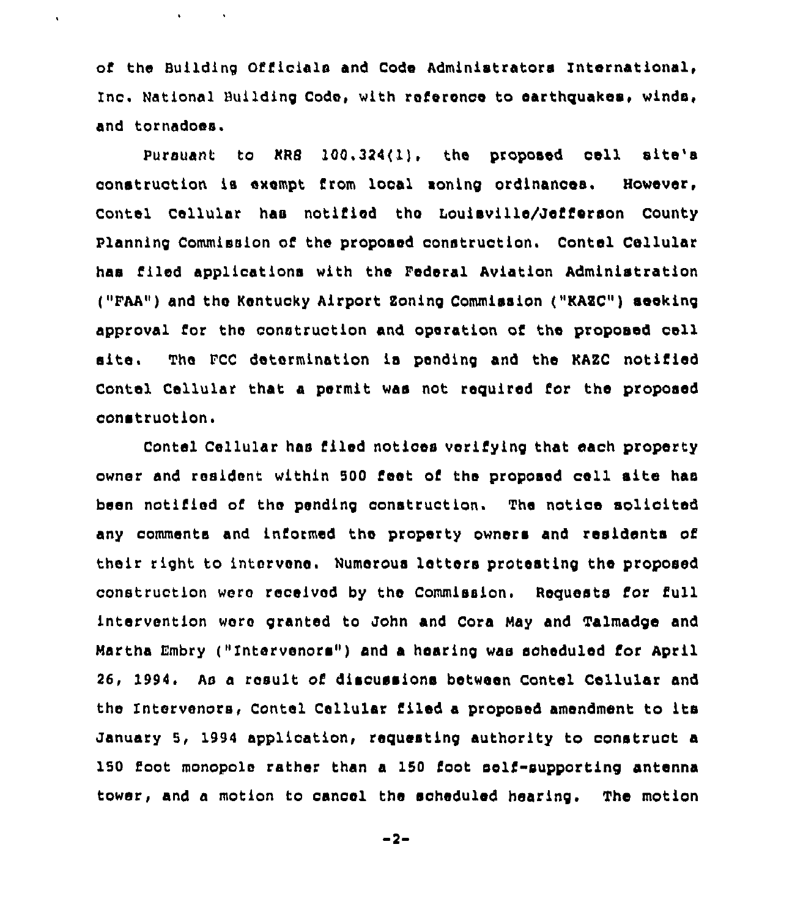of the Building Officials and Code Administrators International, Inc. National Building Code, with reference to earthquakes, winds, and tornadoes.

Pursuant to KRS 100.324(1), the proposed cell site's construction is exempt from local zoning ordinances. However, Contel Cellular has notified the Louisville/Jefferson County Planning Commission of the proposed construction. Contel Cellular has filed applications with the Federal Aviation Administration ("FAA") and the Kentucky Airport Zoning Commission ("KAZC") seeking approval for the construction and operation of the proposed cell site. The FCC determination is pending and the KAZC notified Contel Cellular that a permit was not required for the proposed construction.

Contel Cellular has filed notices verifying that each property owner and resident within 500 feet of the proposed cell site has been notified of the pending construction. The notice solicited any comments and informed the property owners and residents of their right to intervene. Numerous letters protesting the proposed construction were received by the Commission. Requests for full intervention were granted to John and Cora May and Talmadge and Martha Embry ("Intervenors") and a hearing was scheduled for April 26, 1994. As a result of discussions between Contel Cellular and the Intervenors, Contel Cellular filed a proposed amendment to its January 5, 1994 application, requesting authority to construct a 150 foot monopole rather than a 150 foot self-supporting antenna tower, and a motion to cancel the scheduled hearing. The motion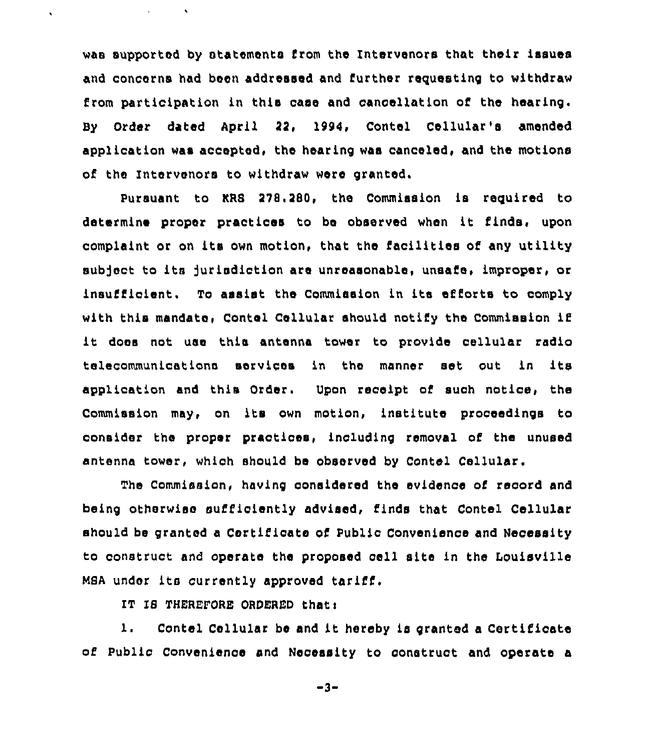was supported by statements from the Intervenors that their issues and concerns had been addressed and further requesting to withdraw from participation in this case and cancellation of the hearing. By Order dated April 22, 1994, Contel Cellular's amended application was accepted, the hearing was canceled, and the motions of the Intervenors to withdraw were granted.

Pursuant to KRS 278.280, the Commission is required to determine proper practices to be observed when it finds, upon complaint or on its own motion, that the facilities of any utility subject to its jurisdiction are unreasonable, unsafe, improper, or insufficient. To assist the Commission in its efforts to comply with this mandate, Contel Cellular should notify the Commission if it does not use this antenna tower to provide cellular radio telecommunications services in the manner set out in its application and this Order. Upon receipt of such notice, the Commission may, on its own motion, institute proceedings to consider the proper practices, including removal of the unused antenna tower, which should be observed by Contel Cellular.

The Commission, having considered the evidence of record and being otherwise sufficiently advised, finds that Contel Cellular should be granted a Certificate of Public Convenience and Necessity to construct and operate the proposed cell site in the Louisville MSA under its currently approved tariff.

IT IS THEREFORE ORDERED that:

1. Contel Cellular be and it hereby is granted a Certificate of Public Convenience and Necessity to construct and operate a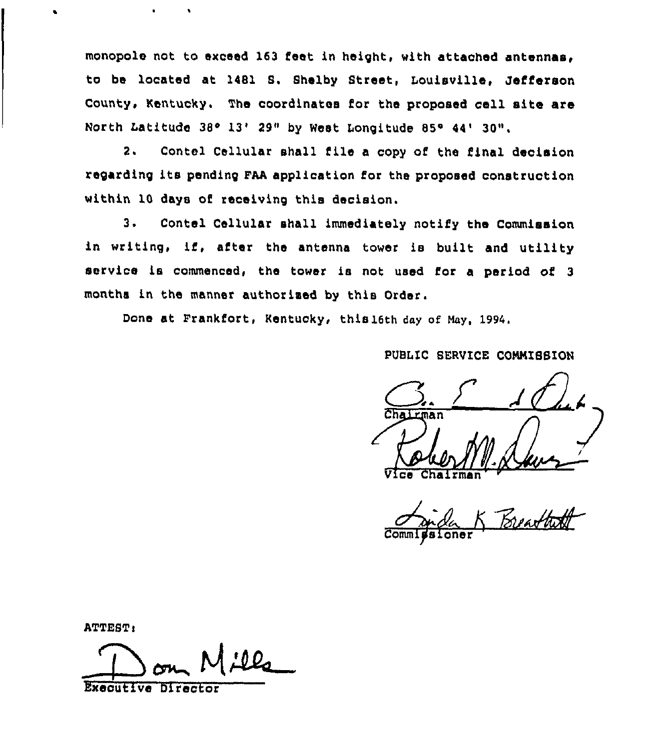monopole not to exceed 163 feet in height, with attached antennas, to be located at 1481 S. Shelby Street, Louisville, Jefferson County, Kentucky. The coordinates for the proposed cell site are North Latitude 38° 13' 29" by West Longitude 85° 44' 30".

2. Contel Cellular shall file a copy of the final decision regarding its pending FAA application for the proposed construction within 10 days of receiving this decision.

3. Contel Cellular shall immediately notify the Commission in writing, if, after the antenna tower is built and utility service is commenced, the tower is not used for a period of 3 months in the manner authorized by this Order.

Done at Frankfort, Kentucky, this 16th day of May, 1994.

PUBLIC SERVICE COMMISSION

Chairman

Vice Chairman

Commissioner

ATTEST:

Executive Director